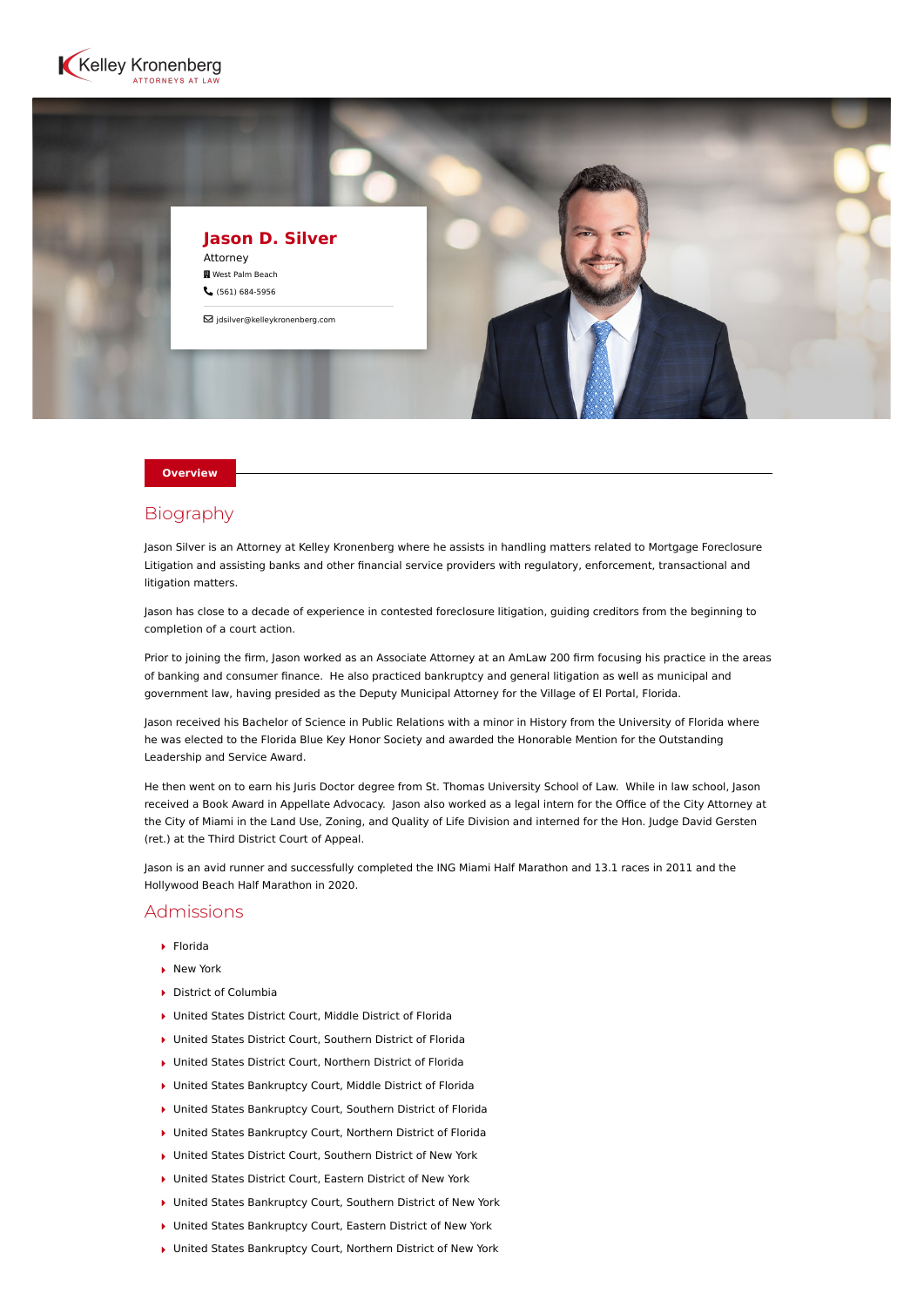Kelley Kronenberg
ATTORNEYS AT LAW

# Jason D. Silver

Attorney

West Palm Beach

(561) 684-5956

jdsilver@kelleykronenberg.com

**Overview**

## Biography

Jason Silver is an Attorney at Kelley Kronenberg where he assists in handling matters related to Mortgage Foreclosure Litigation and assisting banks and other financial service providers with regulatory, enforcement, transactional and litigation matters.

Jason has close to a decade of experience in contested foreclosure litigation, guiding creditors from the beginning to completion of a court action.

Prior to joining the firm, Jason worked as an Associate Attorney at an AmLaw 200 firm focusing his practice in the areas of banking and consumer finance.  He also practiced bankruptcy and general litigation as well as municipal and government law, having presided as the Deputy Municipal Attorney for the Village of El Portal, Florida.

Jason received his Bachelor of Science in Public Relations with a minor in History from the University of Florida where he was elected to the Florida Blue Key Honor Society and awarded the Honorable Mention for the Outstanding Leadership and Service Award.

He then went on to earn his Juris Doctor degree from St. Thomas University School of Law.  While in law school, Jason received a Book Award in Appellate Advocacy.  Jason also worked as a legal intern for the Office of the City Attorney at the City of Miami in the Land Use, Zoning, and Quality of Life Division and interned for the Hon. Judge David Gersten (ret.) at the Third District Court of Appeal.

Jason is an avid runner and successfully completed the ING Miami Half Marathon and 13.1 races in 2011 and the Hollywood Beach Half Marathon in 2020.

## Admissions

- Florida
- New York
- District of Columbia
- United States District Court, Middle District of Florida
- United States District Court, Southern District of Florida
- United States District Court, Northern District of Florida
- United States Bankruptcy Court, Middle District of Florida
- United States Bankruptcy Court, Southern District of Florida
- United States Bankruptcy Court, Northern District of Florida
- United States District Court, Southern District of New York
- United States District Court, Eastern District of New York
- United States Bankruptcy Court, Southern District of New York
- United States Bankruptcy Court, Eastern District of New York
- United States Bankruptcy Court, Northern District of New York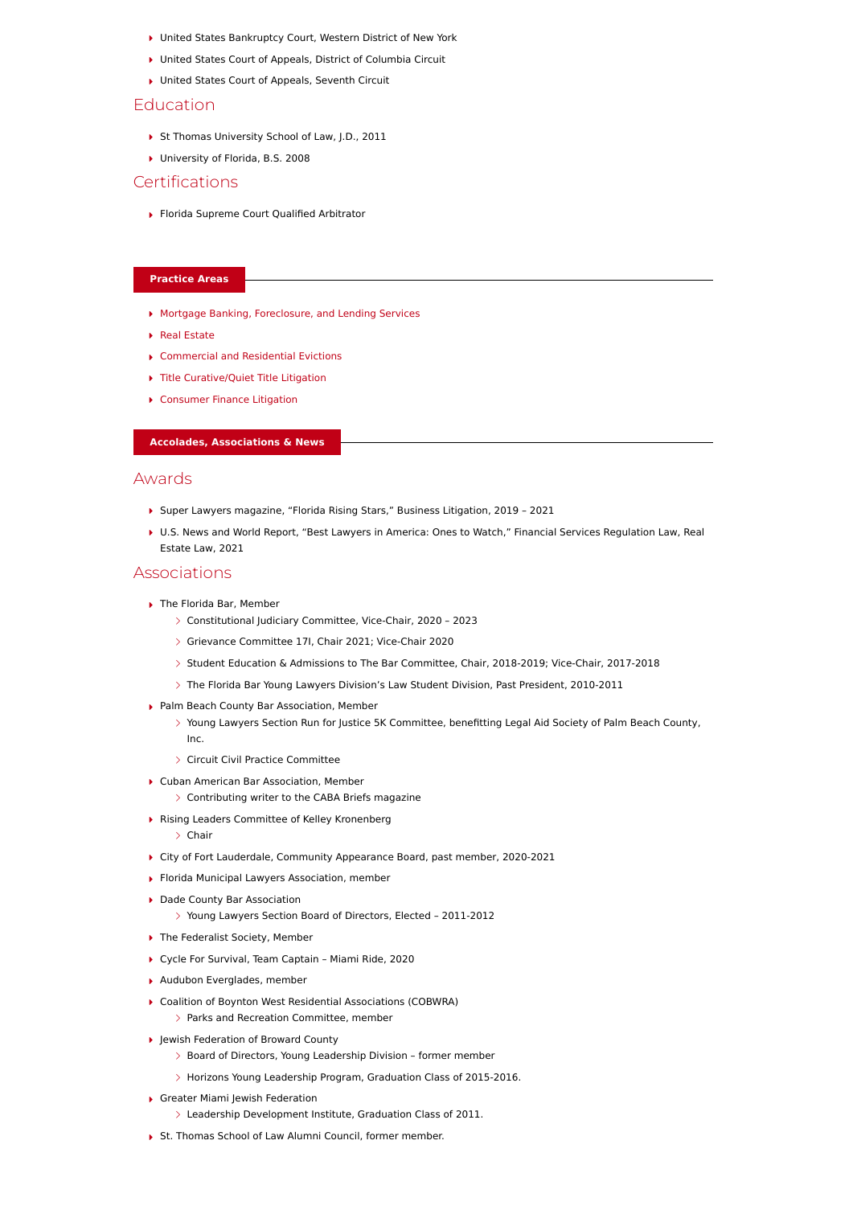- United States Bankruptcy Court, Western District of New York
- United States Court of Appeals, District of Columbia Circuit
- United States Court of Appeals, Seventh Circuit

## Education

- St Thomas University School of Law, J.D., 2011
- University of Florida, B.S. 2008

## Certifications

- Florida Supreme Court Qualified Arbitrator

### Practice Areas

- Mortgage Banking, Foreclosure, and Lending Services
- Real Estate
- Commercial and Residential Evictions
- Title Curative/Quiet Title Litigation
- Consumer Finance Litigation

### Accolades, Associations & News

## Awards

- Super Lawyers magazine, “Florida Rising Stars,” Business Litigation, 2019 – 2021
- U.S. News and World Report, “Best Lawyers in America: Ones to Watch,” Financial Services Regulation Law, Real Estate Law, 2021

## Associations

- The Florida Bar, Member
  - Constitutional Judiciary Committee, Vice-Chair, 2020 – 2023
  - Grievance Committee 17I, Chair 2021; Vice-Chair 2020
  - Student Education & Admissions to The Bar Committee, Chair, 2018-2019; Vice-Chair, 2017-2018
  - The Florida Bar Young Lawyers Division’s Law Student Division, Past President, 2010-2011
- Palm Beach County Bar Association, Member
  - Young Lawyers Section Run for Justice 5K Committee, benefitting Legal Aid Society of Palm Beach County, Inc.
  - Circuit Civil Practice Committee
- Cuban American Bar Association, Member
  - Contributing writer to the CABA Briefs magazine
- Rising Leaders Committee of Kelley Kronenberg
  - Chair
- City of Fort Lauderdale, Community Appearance Board, past member, 2020-2021
- Florida Municipal Lawyers Association, member
- Dade County Bar Association
  - Young Lawyers Section Board of Directors, Elected – 2011-2012
- The Federalist Society, Member
- Cycle For Survival, Team Captain – Miami Ride, 2020
- Audubon Everglades, member
- Coalition of Boynton West Residential Associations (COBWRA)
  - Parks and Recreation Committee, member
- Jewish Federation of Broward County
  - Board of Directors, Young Leadership Division – former member
  - Horizons Young Leadership Program, Graduation Class of 2015-2016.
- Greater Miami Jewish Federation
  - Leadership Development Institute, Graduation Class of 2011.
- St. Thomas School of Law Alumni Council, former member.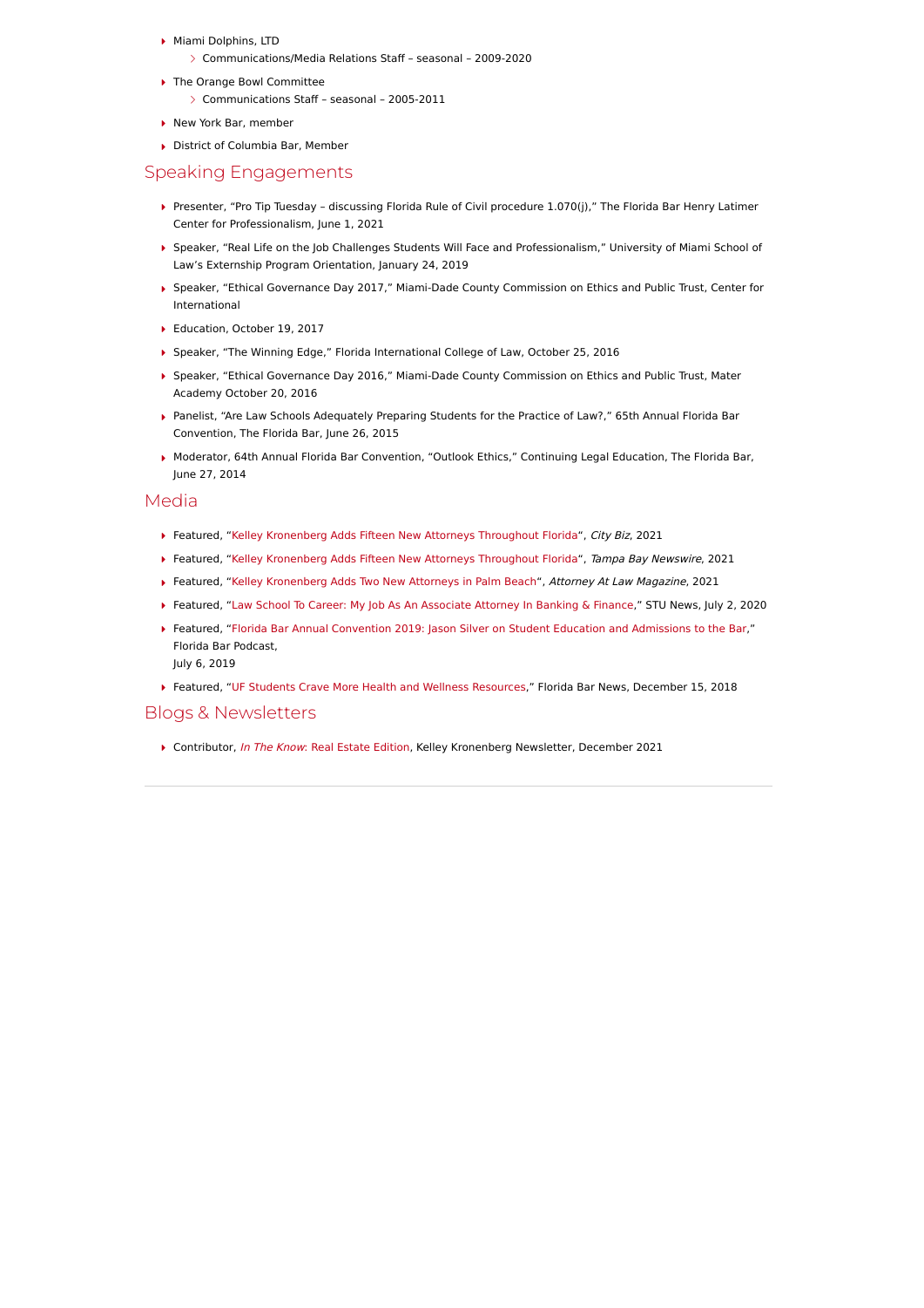- Miami Dolphins, LTD
  - Communications/Media Relations Staff – seasonal – 2009-2020
- The Orange Bowl Committee
  - Communications Staff – seasonal – 2005-2011
- New York Bar, member
- District of Columbia Bar, Member

## Speaking Engagements

- Presenter, "Pro Tip Tuesday – discussing Florida Rule of Civil procedure 1.070(j)," The Florida Bar Henry Latimer Center for Professionalism, June 1, 2021
- Speaker, "Real Life on the Job Challenges Students Will Face and Professionalism," University of Miami School of Law's Externship Program Orientation, January 24, 2019
- Speaker, "Ethical Governance Day 2017," Miami-Dade County Commission on Ethics and Public Trust, Center for International
- Education, October 19, 2017
- Speaker, "The Winning Edge," Florida International College of Law, October 25, 2016
- Speaker, "Ethical Governance Day 2016," Miami-Dade County Commission on Ethics and Public Trust, Mater Academy October 20, 2016
- Panelist, "Are Law Schools Adequately Preparing Students for the Practice of Law?," 65th Annual Florida Bar Convention, The Florida Bar, June 26, 2015
- Moderator, 64th Annual Florida Bar Convention, "Outlook Ethics," Continuing Legal Education, The Florida Bar, June 27, 2014

## Media

- Featured, "Kelley Kronenberg Adds Fifteen New Attorneys Throughout Florida", *City Biz*, 2021
- Featured, "Kelley Kronenberg Adds Fifteen New Attorneys Throughout Florida", *Tampa Bay Newswire*, 2021
- Featured, "Kelley Kronenberg Adds Two New Attorneys in Palm Beach", *Attorney At Law Magazine*, 2021
- Featured, "Law School To Career: My Job As An Associate Attorney In Banking & Finance," STU News, July 2, 2020
- Featured, "Florida Bar Annual Convention 2019: Jason Silver on Student Education and Admissions to the Bar," Florida Bar Podcast,
  July 6, 2019
- Featured, "UF Students Crave More Health and Wellness Resources," Florida Bar News, December 15, 2018

## Blogs & Newsletters

- Contributor, *In The Know*: Real Estate Edition, Kelley Kronenberg Newsletter, December 2021